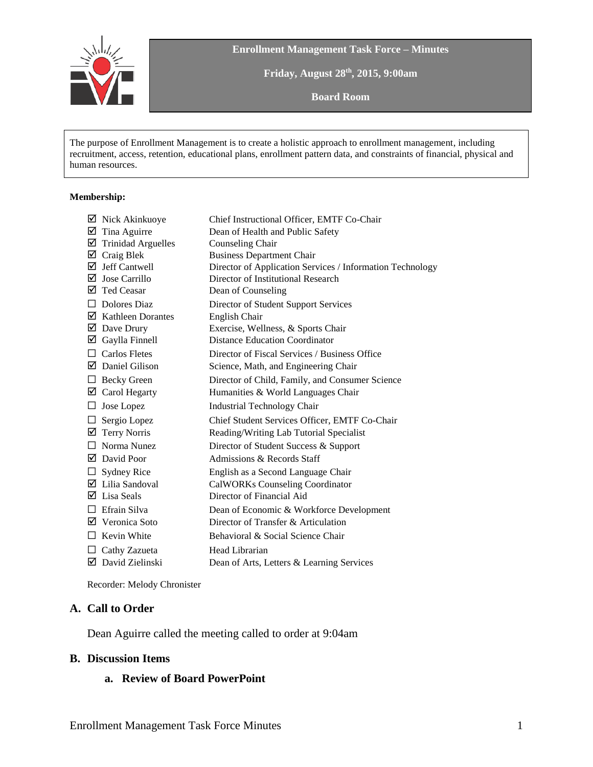**Enrollment Management Task Force – Minutes**

**Friday, August 28th, 2015, 9:00am**

**Board Room**

The purpose of Enrollment Management is to create a holistic approach to enrollment management, including recruitment, access, retention, educational plans, enrollment pattern data, and constraints of financial, physical and human resources.

**Membership:**

| | Name | Title |
|---|---|---|
| ☑ | Nick Akinkuoye | Chief Instructional Officer, EMTF Co-Chair |
| ☑ | Tina Aguirre | Dean of Health and Public Safety |
| ☑ | Trinidad Arguelles | Counseling Chair |
| ☑ | Craig Blek | Business Department Chair |
| ☑ | Jeff Cantwell | Director of Application Services / Information Technology |
| ☑ | Jose Carrillo | Director of Institutional Research |
| ☑ | Ted Ceasar | Dean of Counseling |
| ☐ | Dolores Diaz | Director of Student Support Services |
| ☑ | Kathleen Dorantes | English Chair |
| ☑ | Dave Drury | Exercise, Wellness, & Sports Chair |
| ☑ | Gaylla Finnell | Distance Education Coordinator |
| ☐ | Carlos Fletes | Director of Fiscal Services / Business Office |
| ☑ | Daniel Gilison | Science, Math, and Engineering Chair |
| ☐ | Becky Green | Director of Child, Family, and Consumer Science |
| ☑ | Carol Hegarty | Humanities & World Languages Chair |
| ☐ | Jose Lopez | Industrial Technology Chair |
| ☐ | Sergio Lopez | Chief Student Services Officer, EMTF Co-Chair |
| ☑ | Terry Norris | Reading/Writing Lab Tutorial Specialist |
| ☐ | Norma Nunez | Director of Student Success & Support |
| ☑ | David Poor | Admissions & Records Staff |
| ☐ | Sydney Rice | English as a Second Language Chair |
| ☑ | Lilia Sandoval | CalWORKs Counseling Coordinator |
| ☑ | Lisa Seals | Director of Financial Aid |
| ☐ | Efrain Silva | Dean of Economic & Workforce Development |
| ☑ | Veronica Soto | Director of Transfer & Articulation |
| ☐ | Kevin White | Behavioral & Social Science Chair |
| ☐ | Cathy Zazueta | Head Librarian |
| ☑ | David Zielinski | Dean of Arts, Letters & Learning Services |

Recorder: Melody Chronister

## A. Call to Order

Dean Aguirre called the meeting called to order at 9:04am

## B. Discussion Items

### a. Review of Board PowerPoint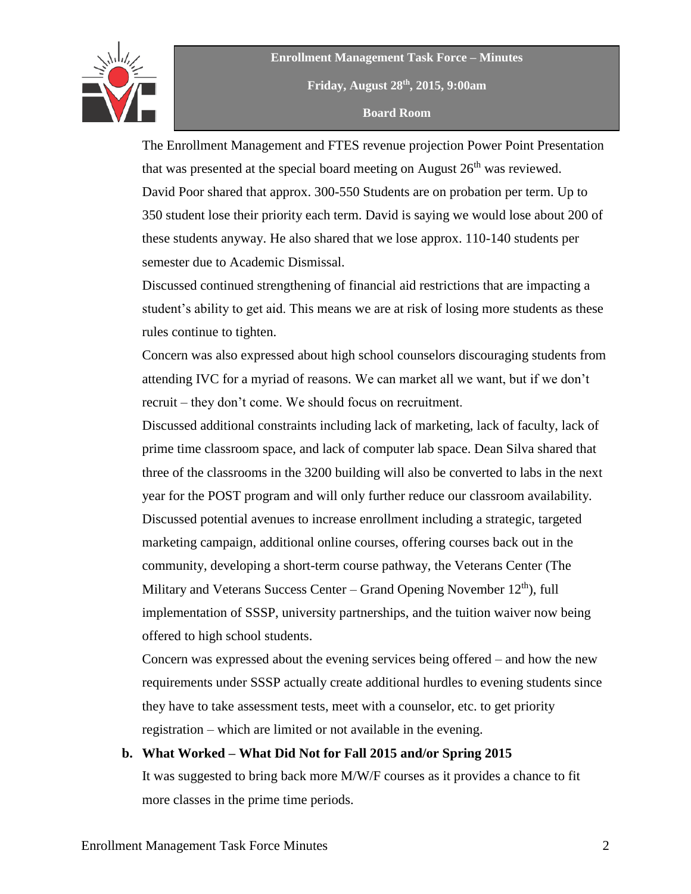The Enrollment Management and FTES revenue projection Power Point Presentation that was presented at the special board meeting on August 26th was reviewed.

David Poor shared that approx. 300-550 Students are on probation per term. Up to 350 student lose their priority each term. David is saying we would lose about 200 of these students anyway. He also shared that we lose approx. 110-140 students per semester due to Academic Dismissal.

Discussed continued strengthening of financial aid restrictions that are impacting a student's ability to get aid. This means we are at risk of losing more students as these rules continue to tighten.

Concern was also expressed about high school counselors discouraging students from attending IVC for a myriad of reasons. We can market all we want, but if we don't recruit – they don't come. We should focus on recruitment.

Discussed additional constraints including lack of marketing, lack of faculty, lack of prime time classroom space, and lack of computer lab space. Dean Silva shared that three of the classrooms in the 3200 building will also be converted to labs in the next year for the POST program and will only further reduce our classroom availability.

Discussed potential avenues to increase enrollment including a strategic, targeted marketing campaign, additional online courses, offering courses back out in the community, developing a short-term course pathway, the Veterans Center (The Military and Veterans Success Center – Grand Opening November 12th), full implementation of SSSP, university partnerships, and the tuition waiver now being offered to high school students.

Concern was expressed about the evening services being offered – and how the new requirements under SSSP actually create additional hurdles to evening students since they have to take assessment tests, meet with a counselor, etc. to get priority registration – which are limited or not available in the evening.

**b. What Worked – What Did Not for Fall 2015 and/or Spring 2015**

It was suggested to bring back more M/W/F courses as it provides a chance to fit more classes in the prime time periods.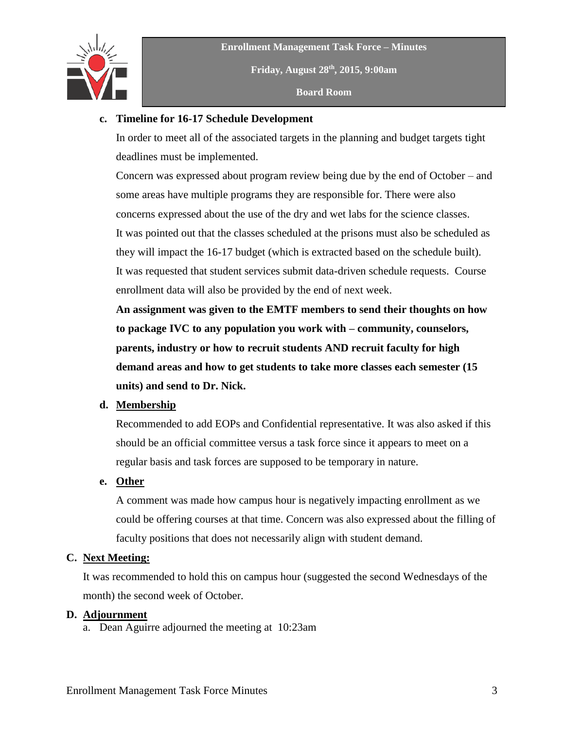**Enrollment Management Task Force – Minutes**

**Friday, August 28th, 2015, 9:00am**

**Board Room**

c. **Timeline for 16-17 Schedule Development**

In order to meet all of the associated targets in the planning and budget targets tight deadlines must be implemented.

Concern was expressed about program review being due by the end of October – and some areas have multiple programs they are responsible for. There were also concerns expressed about the use of the dry and wet labs for the science classes.

It was pointed out that the classes scheduled at the prisons must also be scheduled as they will impact the 16-17 budget (which is extracted based on the schedule built).

It was requested that student services submit data-driven schedule requests. Course enrollment data will also be provided by the end of next week.

**An assignment was given to the EMTF members to send their thoughts on how to package IVC to any population you work with – community, counselors, parents, industry or how to recruit students AND recruit faculty for high demand areas and how to get students to take more classes each semester (15 units) and send to Dr. Nick.**

d. **Membership**

Recommended to add EOPs and Confidential representative. It was also asked if this should be an official committee versus a task force since it appears to meet on a regular basis and task forces are supposed to be temporary in nature.

e. **Other**

A comment was made how campus hour is negatively impacting enrollment as we could be offering courses at that time. Concern was also expressed about the filling of faculty positions that does not necessarily align with student demand.

## C. Next Meeting:

It was recommended to hold this on campus hour (suggested the second Wednesdays of the month) the second week of October.

## D. Adjournment

a. Dean Aguirre adjourned the meeting at 10:23am